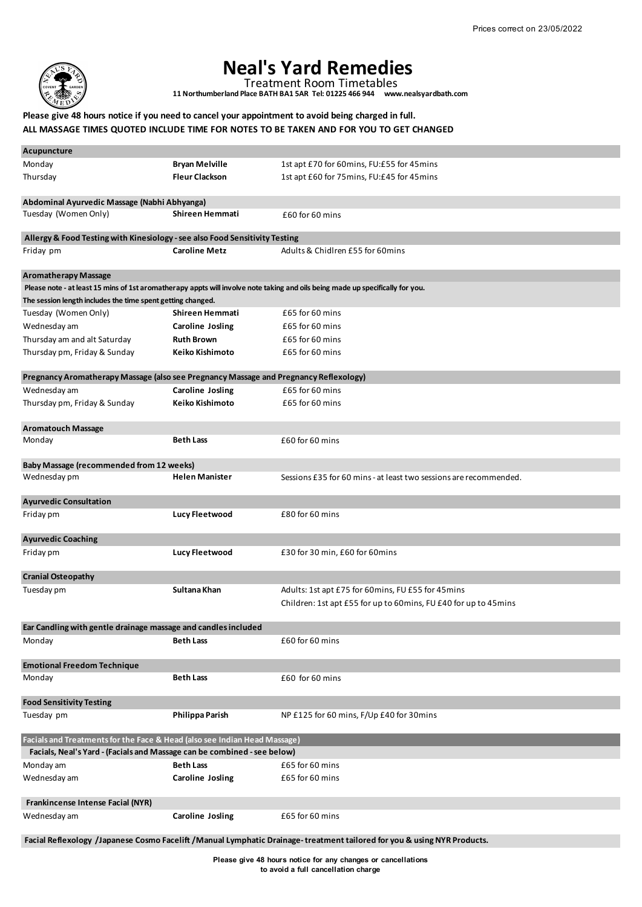Prices correct on 23/05/2022

# Neal's Yard Remedies

Treatment Room Timetables

**11 Northumberland Place BATH BA1 5AR Tel: 01225 466 944 www.nealsyardbath.com**

**Please give 48 hours notice if you need to cancel your appointment to avoid being charged in full.**

**ALL MASSAGE TIMES QUOTED INCLUDE TIME FOR NOTES TO BE TAKEN AND FOR YOU TO GET CHANGED**

| | | |
|---|---|---|
| **Acupuncture** | | |
| Monday | **Bryan Melville** | 1st apt £70 for 60mins, FU:£55 for 45mins |
| Thursday | **Fleur Clackson** | 1st apt £60 for 75mins, FU:£45 for 45mins |
| **Abdominal Ayurvedic Massage (Nabhi Abhyanga)** | | |
| Tuesday (Women Only) | **Shireen Hemmati** | £60 for 60 mins |
| **Allergy & Food Testing with Kinesiology - see also Food Sensitivity Testing** | | |
| Friday pm | **Caroline Metz** | Adults & Chidlren £55 for 60mins |
| **Aromatherapy Massage** | | |
| **Please note - at least 15 mins of 1st aromatherapy appts will involve note taking and oils being made up specifically for you. The session length includes the time spent getting changed.** | | |
| Tuesday (Women Only) | **Shireen Hemmati** | £65 for 60 mins |
| Wednesday am | **Caroline Josling** | £65 for 60 mins |
| Thursday am and alt Saturday | **Ruth Brown** | £65 for 60 mins |
| Thursday pm, Friday & Sunday | **Keiko Kishimoto** | £65 for 60 mins |
| **Pregnancy Aromatherapy Massage (also see Pregnancy Massage and Pregnancy Reflexology)** | | |
| Wednesday am | **Caroline Josling** | £65 for 60 mins |
| Thursday pm, Friday & Sunday | **Keiko Kishimoto** | £65 for 60 mins |
| **Aromatouch Massage** | | |
| Monday | **Beth Lass** | £60 for 60 mins |
| **Baby Massage (recommended from 12 weeks)** | | |
| Wednesday pm | **Helen Manister** | Sessions £35 for 60 mins - at least two sessions are recommended. |
| **Ayurvedic Consultation** | | |
| Friday pm | **Lucy Fleetwood** | £80 for 60 mins |
| **Ayurvedic Coaching** | | |
| Friday pm | **Lucy Fleetwood** | £30 for 30 min, £60 for 60mins |
| **Cranial Osteopathy** | | |
| Tuesday pm | **Sultana Khan** | Adults: 1st apt £75 for 60mins, FU £55 for 45mins |
| | | Children: 1st apt £55 for up to 60mins, FU £40 for up to 45mins |
| **Ear Candling with gentle drainage massage and candles included** | | |
| Monday | **Beth Lass** | £60 for 60 mins |
| **Emotional Freedom Technique** | | |
| Monday | **Beth Lass** | £60 for 60 mins |
| **Food Sensitivity Testing** | | |
| Tuesday pm | **Philippa Parish** | NP £125 for 60 mins, F/Up £40 for 30mins |
| **Facials and Treatments for the Face & Head (also see Indian Head Massage)** | | |
| **Facials, Neal's Yard - (Facials and Massage can be combined - see below)** | | |
| Monday am | **Beth Lass** | £65 for 60 mins |
| Wednesday am | **Caroline Josling** | £65 for 60 mins |
| **Frankincense Intense Facial (NYR)** | | |
| Wednesday am | **Caroline Josling** | £65 for 60 mins |
| **Facial Reflexology /Japanese Cosmo Facelift /Manual Lymphatic Drainage- treatment tailored for you & using NYR Products.** | | |

**Please give 48 hours notice for any changes or cancellations to avoid a full cancellation charge**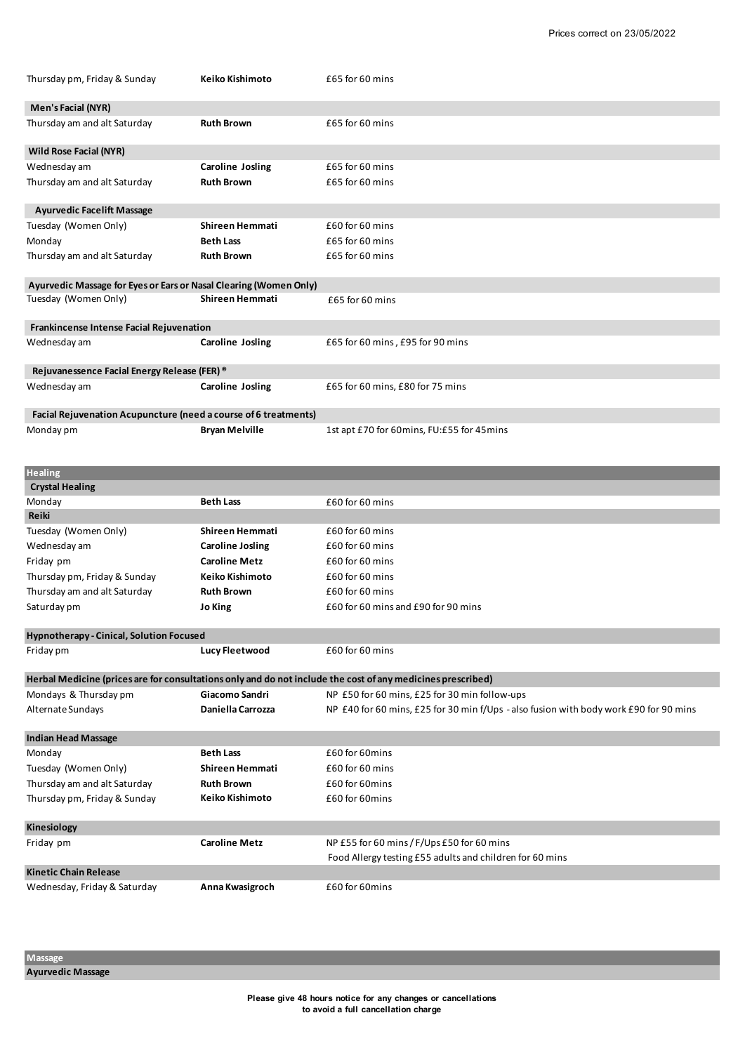Prices correct on 23/05/2022

| | | |
|---|---|---|
| Thursday pm, Friday & Sunday | **Keiko Kishimoto** | £65 for 60 mins |

**Men's Facial (NYR)**

| | | |
|---|---|---|
| Thursday am and alt Saturday | **Ruth Brown** | £65 for 60 mins |

**Wild Rose Facial (NYR)**

| | | |
|---|---|---|
| Wednesday am | **Caroline Josling** | £65 for 60 mins |
| Thursday am and alt Saturday | **Ruth Brown** | £65 for 60 mins |

**Ayurvedic Facelift Massage**

| | | |
|---|---|---|
| Tuesday (Women Only) | **Shireen Hemmati** | £60 for 60 mins |
| Monday | **Beth Lass** | £65 for 60 mins |
| Thursday am and alt Saturday | **Ruth Brown** | £65 for 60 mins |

**Ayurvedic Massage for Eyes or Ears or Nasal Clearing (Women Only)**

| | | |
|---|---|---|
| Tuesday (Women Only) | **Shireen Hemmati** | £65 for 60 mins |

**Frankincense Intense Facial Rejuvenation**

| | | |
|---|---|---|
| Wednesday am | **Caroline Josling** | £65 for 60 mins , £95 for 90 mins |

**Rejuvanessence Facial Energy Release (FER)®**

| | | |
|---|---|---|
| Wednesday am | **Caroline Josling** | £65 for 60 mins, £80 for 75 mins |

**Facial Rejuvenation Acupuncture (need a course of 6 treatments)**

| | | |
|---|---|---|
| Monday pm | **Bryan Melville** | 1st apt £70 for 60mins, FU:£55 for 45mins |

## Healing

**Crystal Healing**

| | | |
|---|---|---|
| Monday | **Beth Lass** | £60 for 60 mins |

**Reiki**

| | | |
|---|---|---|
| Tuesday (Women Only) | **Shireen Hemmati** | £60 for 60 mins |
| Wednesday am | **Caroline Josling** | £60 for 60 mins |
| Friday pm | **Caroline Metz** | £60 for 60 mins |
| Thursday pm, Friday & Sunday | **Keiko Kishimoto** | £60 for 60 mins |
| Thursday am and alt Saturday | **Ruth Brown** | £60 for 60 mins |
| Saturday pm | **Jo King** | £60 for 60 mins and £90 for 90 mins |

**Hypnotherapy - Cinical, Solution Focused**

| | | |
|---|---|---|
| Friday pm | **Lucy Fleetwood** | £60 for 60 mins |

**Herbal Medicine (prices are for consultations only and do not include the cost of any medicines prescribed)**

| | | |
|---|---|---|
| Mondays & Thursday pm | **Giacomo Sandri** | NP £50 for 60 mins, £25 for 30 min follow-ups |
| Alternate Sundays | **Daniella Carrozza** | NP £40 for 60 mins, £25 for 30 min f/Ups - also fusion with body work £90 for 90 mins |

**Indian Head Massage**

| | | |
|---|---|---|
| Monday | **Beth Lass** | £60 for 60mins |
| Tuesday (Women Only) | **Shireen Hemmati** | £60 for 60 mins |
| Thursday am and alt Saturday | **Ruth Brown** | £60 for 60mins |
| Thursday pm, Friday & Sunday | **Keiko Kishimoto** | £60 for 60mins |

**Kinesiology**

| | | |
|---|---|---|
| Friday pm | **Caroline Metz** | NP £55 for 60 mins / F/Ups £50 for 60 mins<br>Food Allergy testing £55 adults and children for 60 mins |

**Kinetic Chain Release**

| | | |
|---|---|---|
| Wednesday, Friday & Saturday | **Anna Kwasigroch** | £60 for 60mins |

## Massage

**Ayurvedic Massage**

**Please give 48 hours notice for any changes or cancellations to avoid a full cancellation charge**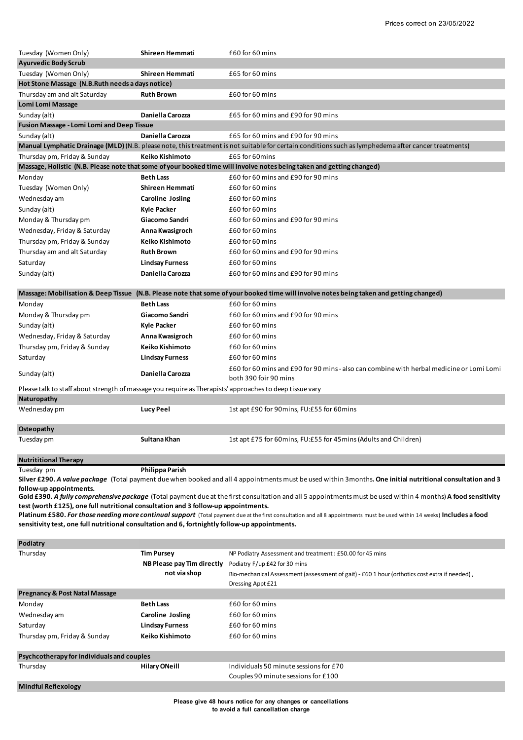Prices correct on 23/05/2022

| | | |
|---|---|---|
| Tuesday (Women Only) | **Shireen Hemmati** | £60 for 60 mins |
| **Ayurvedic Body Scrub** | | |
| Tuesday (Women Only) | **Shireen Hemmati** | £65 for 60 mins |
| **Hot Stone Massage (N.B.Ruth needs a days notice)** | | |
| Thursday am and alt Saturday | **Ruth Brown** | £60 for 60 mins |
| **Lomi Lomi Massage** | | |
| Sunday (alt) | **Daniella Carozza** | £65 for 60 mins and £90 for 90 mins |
| **Fusion Massage - Lomi Lomi and Deep Tissue** | | |
| Sunday (alt) | **Daniella Carozza** | £65 for 60 mins and £90 for 90 mins |
| **Manual Lymphatic Drainage (MLD)** (N.B. please note, this treatment is not suitable for certain conditions such as lymphedema after cancer treatments) | | |
| Thursday pm, Friday & Sunday | **Keiko Kishimoto** | £65 for 60mins |
| **Massage, Holistic (N.B. Please note that some of your booked time will involve notes being taken and getting changed)** | | |
| Monday | **Beth Lass** | £60 for 60 mins and £90 for 90 mins |
| Tuesday (Women Only) | **Shireen Hemmati** | £60 for 60 mins |
| Wednesday am | **Caroline Josling** | £60 for 60 mins |
| Sunday (alt) | **Kyle Packer** | £60 for 60 mins |
| Monday & Thursday pm | **Giacomo Sandri** | £60 for 60 mins and £90 for 90 mins |
| Wednesday, Friday & Saturday | **Anna Kwasigroch** | £60 for 60 mins |
| Thursday pm, Friday & Sunday | **Keiko Kishimoto** | £60 for 60 mins |
| Thursday am and alt Saturday | **Ruth Brown** | £60 for 60 mins and £90 for 90 mins |
| Saturday | **Lindsay Furness** | £60 for 60 mins |
| Sunday (alt) | **Daniella Carozza** | £60 for 60 mins and £90 for 90 mins |
| **Massage: Mobilisation & Deep Tissue (N.B. Please note that some of your booked time will involve notes being taken and getting changed)** | | |
| Monday | **Beth Lass** | £60 for 60 mins |
| Monday & Thursday pm | **Giacomo Sandri** | £60 for 60 mins and £90 for 90 mins |
| Sunday (alt) | **Kyle Packer** | £60 for 60 mins |
| Wednesday, Friday & Saturday | **Anna Kwasigroch** | £60 for 60 mins |
| Thursday pm, Friday & Sunday | **Keiko Kishimoto** | £60 for 60 mins |
| Saturday | **Lindsay Furness** | £60 for 60 mins |
| Sunday (alt) | **Daniella Carozza** | £60 for 60 mins and £90 for 90 mins - also can combine with herbal medicine or Lomi Lomi both 390 foir 90 mins |
| Please talk to staff about strength of massage you require as Therapists' approaches to deep tissue vary | | |
| **Naturopathy** | | |
| Wednesday pm | **Lucy Peel** | 1st apt £90 for 90mins, FU:£55 for 60mins |
| **Osteopathy** | | |
| Tuesday pm | **Sultana Khan** | 1st apt £75 for 60mins, FU:£55 for 45mins (Adults and Children) |
| **Nutritional Therapy** | | |
| Tuesday pm | **Philippa Parish** | |

**Silver £290.** ***A value package*** (Total payment due when booked and all 4 appointments must be used within 3months**. One initial nutritional consultation and 3 follow-up appointments.**

**Gold £390.** ***A fully comprehensive package*** (Total payment due at the first consultation and all 5 appointments must be used within 4 months) **A food sensitivity test (worth £125), one full nutritional consultation and 3 follow-up appointments.**

**Platinum £580.** ***For those needing more continual support*** (Total payment due at the first consultation and all 8 appointments must be used within 14 weeks) **Includes a food sensitivity test, one full nutritional consultation and 6, fortnightly follow-up appointments.**

| | | |
|---|---|---|
| **Podiatry** | | |
| Thursday | **Tim Pursey**<br>**NB Please pay Tim directly not via shop** | NP Podiatry Assessment and treatment : £50.00 for 45 mins<br>Podiatry F/up £42 for 30 mins<br>Bio-mechanical Assessment (assessment of gait) - £60 1 hour (orthotics cost extra if needed) ,<br>Dressing Appt £21 |
| **Pregnancy & Post Natal Massage** | | |
| Monday | **Beth Lass** | £60 for 60 mins |
| Wednesday am | **Caroline Josling** | £60 for 60 mins |
| Saturday | **Lindsay Furness** | £60 for 60 mins |
| Thursday pm, Friday & Sunday | **Keiko Kishimoto** | £60 for 60 mins |
| **Psychcotherapy for individuals and couples** | | |
| Thursday | **Hilary ONeill** | Individuals 50 minute sessions for £70<br>Couples 90 minute sessions for £100 |
| **Mindful Reflexology** | | |

**Please give 48 hours notice for any changes or cancellations to avoid a full cancellation charge**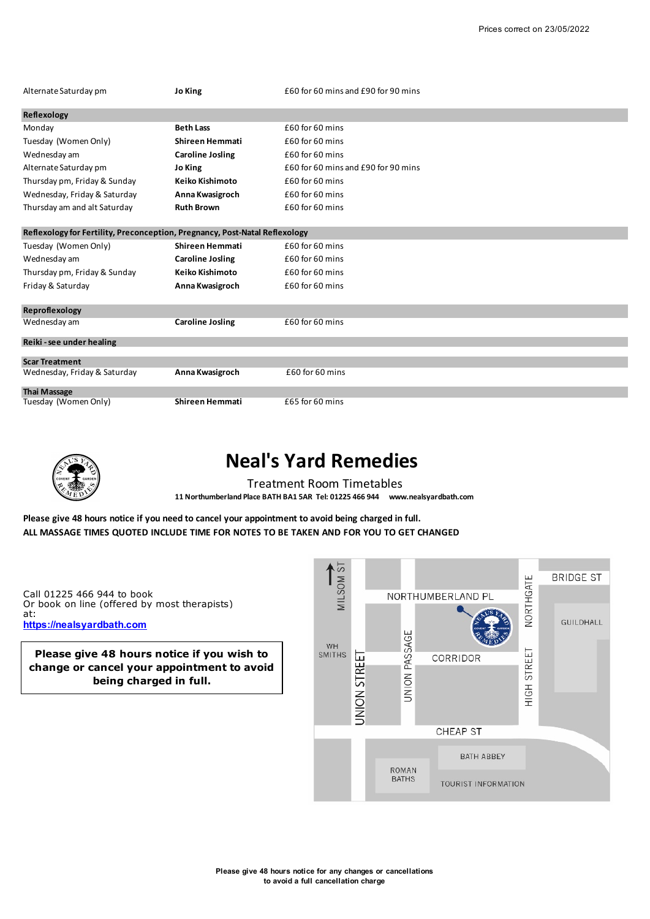Prices correct on 23/05/2022

| | | |
|---|---|---|
| Alternate Saturday pm | **Jo King** | £60 for 60 mins and £90 for 90 mins |
| **Reflexology** | | |
| Monday | **Beth Lass** | £60 for 60 mins |
| Tuesday (Women Only) | **Shireen Hemmati** | £60 for 60 mins |
| Wednesday am | **Caroline Josling** | £60 for 60 mins |
| Alternate Saturday pm | **Jo King** | £60 for 60 mins and £90 for 90 mins |
| Thursday pm, Friday & Sunday | **Keiko Kishimoto** | £60 for 60 mins |
| Wednesday, Friday & Saturday | **Anna Kwasigroch** | £60 for 60 mins |
| Thursday am and alt Saturday | **Ruth Brown** | £60 for 60 mins |
| **Reflexology for Fertility, Preconception, Pregnancy, Post-Natal Reflexology** | | |
| Tuesday (Women Only) | **Shireen Hemmati** | £60 for 60 mins |
| Wednesday am | **Caroline Josling** | £60 for 60 mins |
| Thursday pm, Friday & Sunday | **Keiko Kishimoto** | £60 for 60 mins |
| Friday & Saturday | **Anna Kwasigroch** | £60 for 60 mins |
| **Reproflexology** | | |
| Wednesday am | **Caroline Josling** | £60 for 60 mins |
| **Reiki - see under healing** | | |
| **Scar Treatment** | | |
| Wednesday, Friday & Saturday | **Anna Kwasigroch** | £60 for 60 mins |
| **Thai Massage** | | |
| Tuesday (Women Only) | **Shireen Hemmati** | £65 for 60 mins |

# Neal's Yard Remedies

Treatment Room Timetables

**11 Northumberland Place BATH BA1 5AR Tel: 01225 466 944 www.nealsyardbath.com**

**Please give 48 hours notice if you need to cancel your appointment to avoid being charged in full.**
**ALL MASSAGE TIMES QUOTED INCLUDE TIME FOR NOTES TO BE TAKEN AND FOR YOU TO GET CHANGED**

Call 01225 466 944 to book
Or book on line (offered by most therapists) at:
**https://nealsyardbath.com**

**Please give 48 hours notice if you wish to change or cancel your appointment to avoid being charged in full.**

MILSOM ST
NORTHUMBERLAND PL
BRIDGE ST
NORTHGATE
GUILDHALL
WH SMITHS
UNION PASSAGE
CORRIDOR
UNION STREET
HIGH STREET
CHEAP ST
BATH ABBEY
ROMAN BATHS
TOURIST INFORMATION

**Please give 48 hours notice for any changes or cancellations to avoid a full cancellation charge**